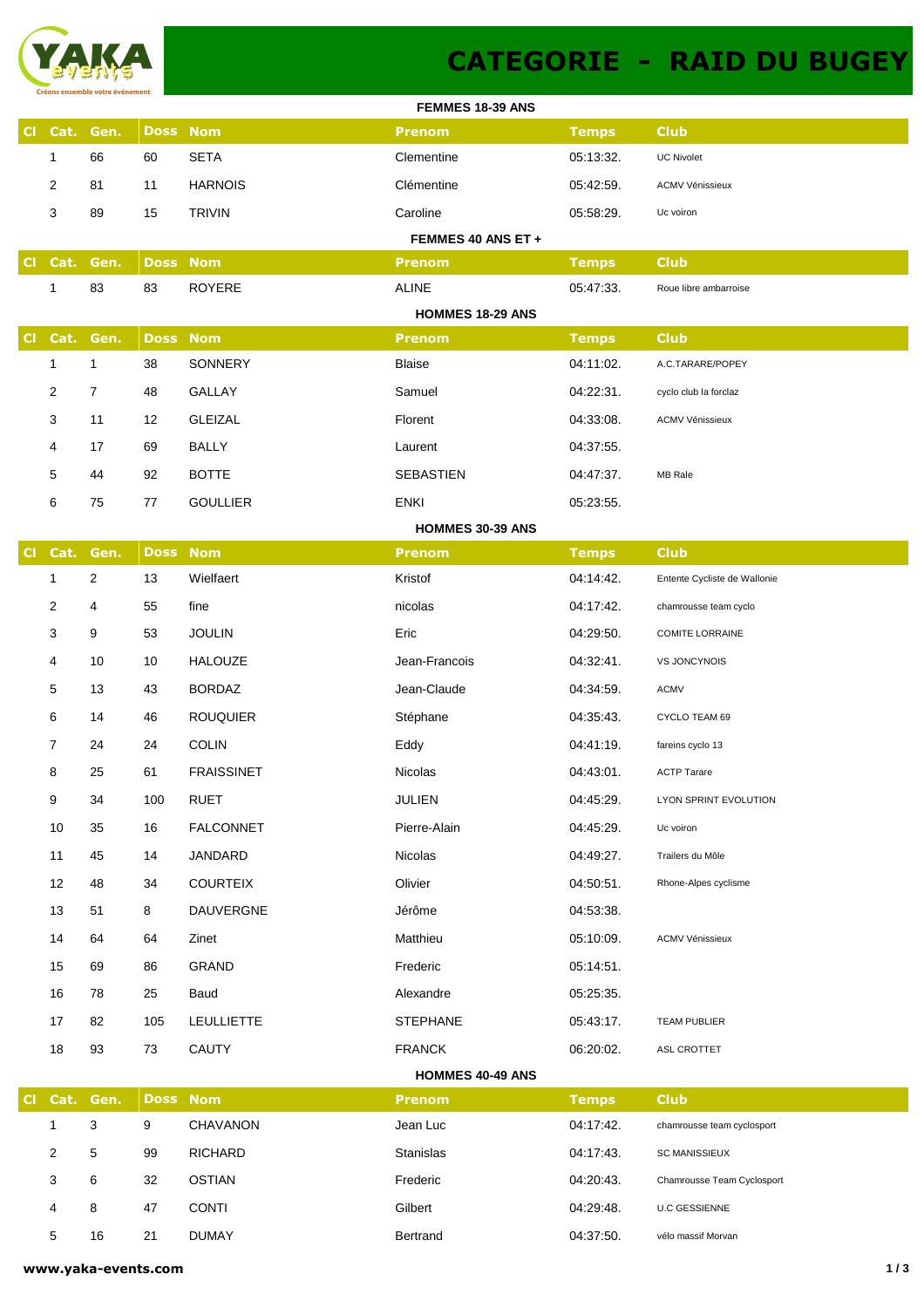# CATEGORIE - RAID DU BUGEY

### FEMMES 18-39 ANS

| Cl | Cat. | Gen. | Doss | Nom | Prenom | Temps | Club |
|---|---|---|---|---|---|---|---|
| | 1 | 66 | 60 | SETA | Clementine | 05:13:32. | UC Nivolet |
| | 2 | 81 | 11 | HARNOIS | Clémentine | 05:42:59. | ACMV Vénissieux |
| | 3 | 89 | 15 | TRIVIN | Caroline | 05:58:29. | Uc voiron |

### FEMMES 40 ANS ET +

| Cl | Cat. | Gen. | Doss | Nom | Prenom | Temps | Club |
|---|---|---|---|---|---|---|---|
| | 1 | 83 | 83 | ROYERE | ALINE | 05:47:33. | Roue libre ambarroise |

### HOMMES 18-29 ANS

| Cl | Cat. | Gen. | Doss | Nom | Prenom | Temps | Club |
|---|---|---|---|---|---|---|---|
| | 1 | 1 | 38 | SONNERY | Blaise | 04:11:02. | A.C.TARARE/POPEY |
| | 2 | 7 | 48 | GALLAY | Samuel | 04:22:31. | cyclo club la forclaz |
| | 3 | 11 | 12 | GLEIZAL | Florent | 04:33:08. | ACMV Vénissieux |
| | 4 | 17 | 69 | BALLY | Laurent | 04:37:55. | |
| | 5 | 44 | 92 | BOTTE | SEBASTIEN | 04:47:37. | MB Rale |
| | 6 | 75 | 77 | GOULLIER | ENKI | 05:23:55. | |

### HOMMES 30-39 ANS

| Cl | Cat. | Gen. | Doss | Nom | Prenom | Temps | Club |
|---|---|---|---|---|---|---|---|
| | 1 | 2 | 13 | Wielfaert | Kristof | 04:14:42. | Entente Cycliste de Wallonie |
| | 2 | 4 | 55 | fine | nicolas | 04:17:42. | chamrousse team cyclo |
| | 3 | 9 | 53 | JOULIN | Eric | 04:29:50. | COMITE LORRAINE |
| | 4 | 10 | 10 | HALOUZE | Jean-Francois | 04:32:41. | VS JONCYNOIS |
| | 5 | 13 | 43 | BORDAZ | Jean-Claude | 04:34:59. | ACMV |
| | 6 | 14 | 46 | ROUQUIER | Stéphane | 04:35:43. | CYCLO TEAM 69 |
| | 7 | 24 | 24 | COLIN | Eddy | 04:41:19. | fareins cyclo 13 |
| | 8 | 25 | 61 | FRAISSINET | Nicolas | 04:43:01. | ACTP Tarare |
| | 9 | 34 | 100 | RUET | JULIEN | 04:45:29. | LYON SPRINT EVOLUTION |
| | 10 | 35 | 16 | FALCONNET | Pierre-Alain | 04:45:29. | Uc voiron |
| | 11 | 45 | 14 | JANDARD | Nicolas | 04:49:27. | Trailers du Môle |
| | 12 | 48 | 34 | COURTEIX | Olivier | 04:50:51. | Rhone-Alpes cyclisme |
| | 13 | 51 | 8 | DAUVERGNE | Jérôme | 04:53:38. | |
| | 14 | 64 | 64 | Zinet | Matthieu | 05:10:09. | ACMV Vénissieux |
| | 15 | 69 | 86 | GRAND | Frederic | 05:14:51. | |
| | 16 | 78 | 25 | Baud | Alexandre | 05:25:35. | |
| | 17 | 82 | 105 | LEULLIETTE | STEPHANE | 05:43:17. | TEAM PUBLIER |
| | 18 | 93 | 73 | CAUTY | FRANCK | 06:20:02. | ASL CROTTET |

### HOMMES 40-49 ANS

| Cl | Cat. | Gen. | Doss | Nom | Prenom | Temps | Club |
|---|---|---|---|---|---|---|---|
| | 1 | 3 | 9 | CHAVANON | Jean Luc | 04:17:42. | chamrousse team cyclosport |
| | 2 | 5 | 99 | RICHARD | Stanislas | 04:17:43. | SC MANISSIEUX |
| | 3 | 6 | 32 | OSTIAN | Frederic | 04:20:43. | Chamrousse Team Cyclosport |
| | 4 | 8 | 47 | CONTI | Gilbert | 04:29:48. | U.C GESSIENNE |
| | 5 | 16 | 21 | DUMAY | Bertrand | 04:37:50. | vélo massif Morvan |

www.yaka-events.com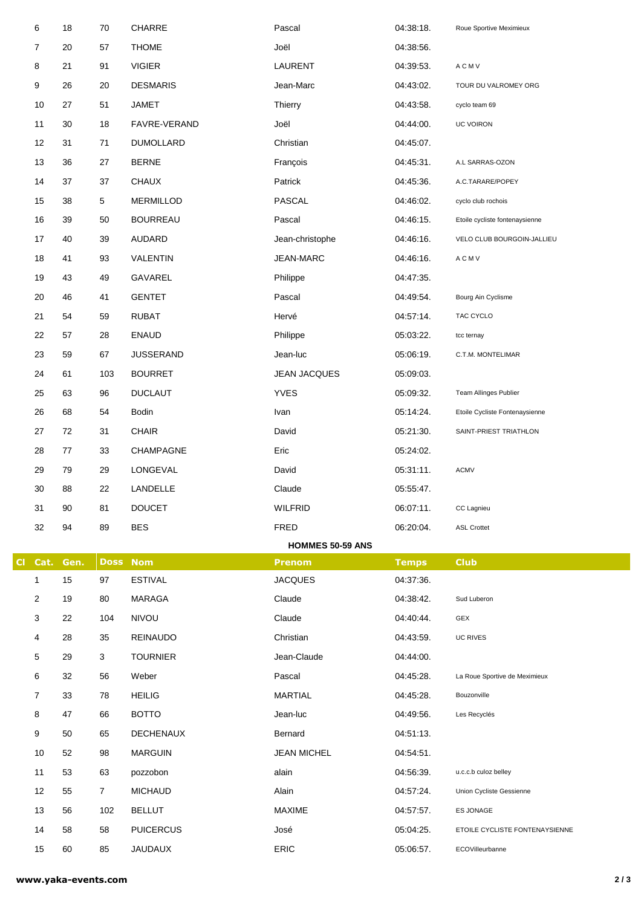| Cl | Cat. | Gen. | Doss | Nom | Prenom | Temps | Club |
|---|---|---|---|---|---|---|---|
| | 6 | 18 | 70 | CHARRE | Pascal | 04:38:18. | Roue Sportive Meximieux |
| | 7 | 20 | 57 | THOME | Joël | 04:38:56. | |
| | 8 | 21 | 91 | VIGIER | LAURENT | 04:39:53. | A C M V |
| | 9 | 26 | 20 | DESMARIS | Jean-Marc | 04:43:02. | TOUR DU VALROMEY ORG |
| | 10 | 27 | 51 | JAMET | Thierry | 04:43:58. | cyclo team 69 |
| | 11 | 30 | 18 | FAVRE-VERAND | Joël | 04:44:00. | UC VOIRON |
| | 12 | 31 | 71 | DUMOLLARD | Christian | 04:45:07. | |
| | 13 | 36 | 27 | BERNE | François | 04:45:31. | A.L SARRAS-OZON |
| | 14 | 37 | 37 | CHAUX | Patrick | 04:45:36. | A.C.TARARE/POPEY |
| | 15 | 38 | 5 | MERMILLOD | PASCAL | 04:46:02. | cyclo club rochois |
| | 16 | 39 | 50 | BOURREAU | Pascal | 04:46:15. | Etoile cycliste fontenaysienne |
| | 17 | 40 | 39 | AUDARD | Jean-christophe | 04:46:16. | VELO CLUB BOURGOIN-JALLIEU |
| | 18 | 41 | 93 | VALENTIN | JEAN-MARC | 04:46:16. | A C M V |
| | 19 | 43 | 49 | GAVAREL | Philippe | 04:47:35. | |
| | 20 | 46 | 41 | GENTET | Pascal | 04:49:54. | Bourg Ain Cyclisme |
| | 21 | 54 | 59 | RUBAT | Hervé | 04:57:14. | TAC CYCLO |
| | 22 | 57 | 28 | ENAUD | Philippe | 05:03:22. | tcc ternay |
| | 23 | 59 | 67 | JUSSERAND | Jean-luc | 05:06:19. | C.T.M. MONTELIMAR |
| | 24 | 61 | 103 | BOURRET | JEAN JACQUES | 05:09:03. | |
| | 25 | 63 | 96 | DUCLAUT | YVES | 05:09:32. | Team Allinges Publier |
| | 26 | 68 | 54 | Bodin | Ivan | 05:14:24. | Etoile Cycliste Fontenaysienne |
| | 27 | 72 | 31 | CHAIR | David | 05:21:30. | SAINT-PRIEST TRIATHLON |
| | 28 | 77 | 33 | CHAMPAGNE | Eric | 05:24:02. | |
| | 29 | 79 | 29 | LONGEVAL | David | 05:31:11. | ACMV |
| | 30 | 88 | 22 | LANDELLE | Claude | 05:55:47. | |
| | 31 | 90 | 81 | DOUCET | WILFRID | 06:07:11. | CC Lagnieu |
| | 32 | 94 | 89 | BES | FRED | 06:20:04. | ASL Crottet |

**HOMMES 50-59 ANS**

| Cl | Cat. | Gen. | Doss | Nom | Prenom | Temps | Club |
|---|---|---|---|---|---|---|---|
| | 1 | 15 | 97 | ESTIVAL | JACQUES | 04:37:36. | |
| | 2 | 19 | 80 | MARAGA | Claude | 04:38:42. | Sud Luberon |
| | 3 | 22 | 104 | NIVOU | Claude | 04:40:44. | GEX |
| | 4 | 28 | 35 | REINAUDO | Christian | 04:43:59. | UC RIVES |
| | 5 | 29 | 3 | TOURNIER | Jean-Claude | 04:44:00. | |
| | 6 | 32 | 56 | Weber | Pascal | 04:45:28. | La Roue Sportive de Meximieux |
| | 7 | 33 | 78 | HEILIG | MARTIAL | 04:45:28. | Bouzonville |
| | 8 | 47 | 66 | BOTTO | Jean-luc | 04:49:56. | Les Recyclés |
| | 9 | 50 | 65 | DECHENAUX | Bernard | 04:51:13. | |
| | 10 | 52 | 98 | MARGUIN | JEAN MICHEL | 04:54:51. | |
| | 11 | 53 | 63 | pozzobon | alain | 04:56:39. | u.c.c.b culoz belley |
| | 12 | 55 | 7 | MICHAUD | Alain | 04:57:24. | Union Cycliste Gessienne |
| | 13 | 56 | 102 | BELLUT | MAXIME | 04:57:57. | ES JONAGE |
| | 14 | 58 | 58 | PUICERCUS | José | 05:04:25. | ETOILE CYCLISTE FONTENAYSIENNE |
| | 15 | 60 | 85 | JAUDAUX | ERIC | 05:06:57. | ECOVilleurbanne |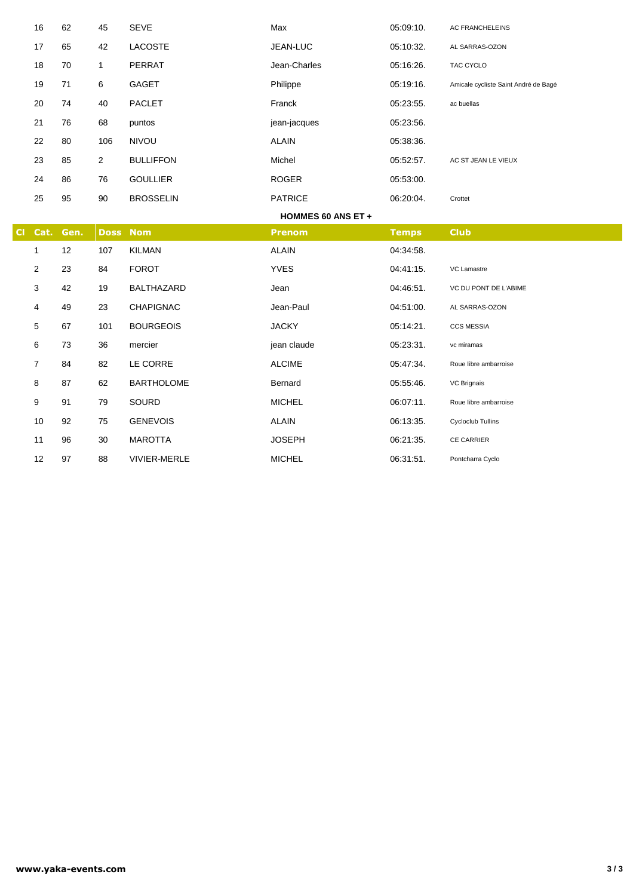| | | | | | | | |
|---|---|---|---|---|---|---|---|
| | 16 | 62 | 45 | SEVE | Max | 05:09:10. | AC FRANCHELEINS |
| | 17 | 65 | 42 | LACOSTE | JEAN-LUC | 05:10:32. | AL SARRAS-OZON |
| | 18 | 70 | 1 | PERRAT | Jean-Charles | 05:16:26. | TAC CYCLO |
| | 19 | 71 | 6 | GAGET | Philippe | 05:19:16. | Amicale cycliste Saint André de Bagé |
| | 20 | 74 | 40 | PACLET | Franck | 05:23:55. | ac buellas |
| | 21 | 76 | 68 | puntos | jean-jacques | 05:23:56. | |
| | 22 | 80 | 106 | NIVOU | ALAIN | 05:38:36. | |
| | 23 | 85 | 2 | BULLIFFON | Michel | 05:52:57. | AC ST JEAN LE VIEUX |
| | 24 | 86 | 76 | GOULLIER | ROGER | 05:53:00. | |
| | 25 | 95 | 90 | BROSSELIN | PATRICE | 06:20:04. | Crottet |

**HOMMES 60 ANS ET +**

| Cl | Cat. | Gen. | Doss | Nom | Prenom | Temps | Club |
|---|---|---|---|---|---|---|---|
| | 1 | 12 | 107 | KILMAN | ALAIN | 04:34:58. | |
| | 2 | 23 | 84 | FOROT | YVES | 04:41:15. | VC Lamastre |
| | 3 | 42 | 19 | BALTHAZARD | Jean | 04:46:51. | VC DU PONT DE L'ABIME |
| | 4 | 49 | 23 | CHAPIGNAC | Jean-Paul | 04:51:00. | AL SARRAS-OZON |
| | 5 | 67 | 101 | BOURGEOIS | JACKY | 05:14:21. | CCS MESSIA |
| | 6 | 73 | 36 | mercier | jean claude | 05:23:31. | vc miramas |
| | 7 | 84 | 82 | LE CORRE | ALCIME | 05:47:34. | Roue libre ambarroise |
| | 8 | 87 | 62 | BARTHOLOME | Bernard | 05:55:46. | VC Brignais |
| | 9 | 91 | 79 | SOURD | MICHEL | 06:07:11. | Roue libre ambarroise |
| | 10 | 92 | 75 | GENEVOIS | ALAIN | 06:13:35. | Cycloclub Tullins |
| | 11 | 96 | 30 | MAROTTA | JOSEPH | 06:21:35. | CE CARRIER |
| | 12 | 97 | 88 | VIVIER-MERLE | MICHEL | 06:31:51. | Pontcharra Cyclo |

**www.yaka-events.com**